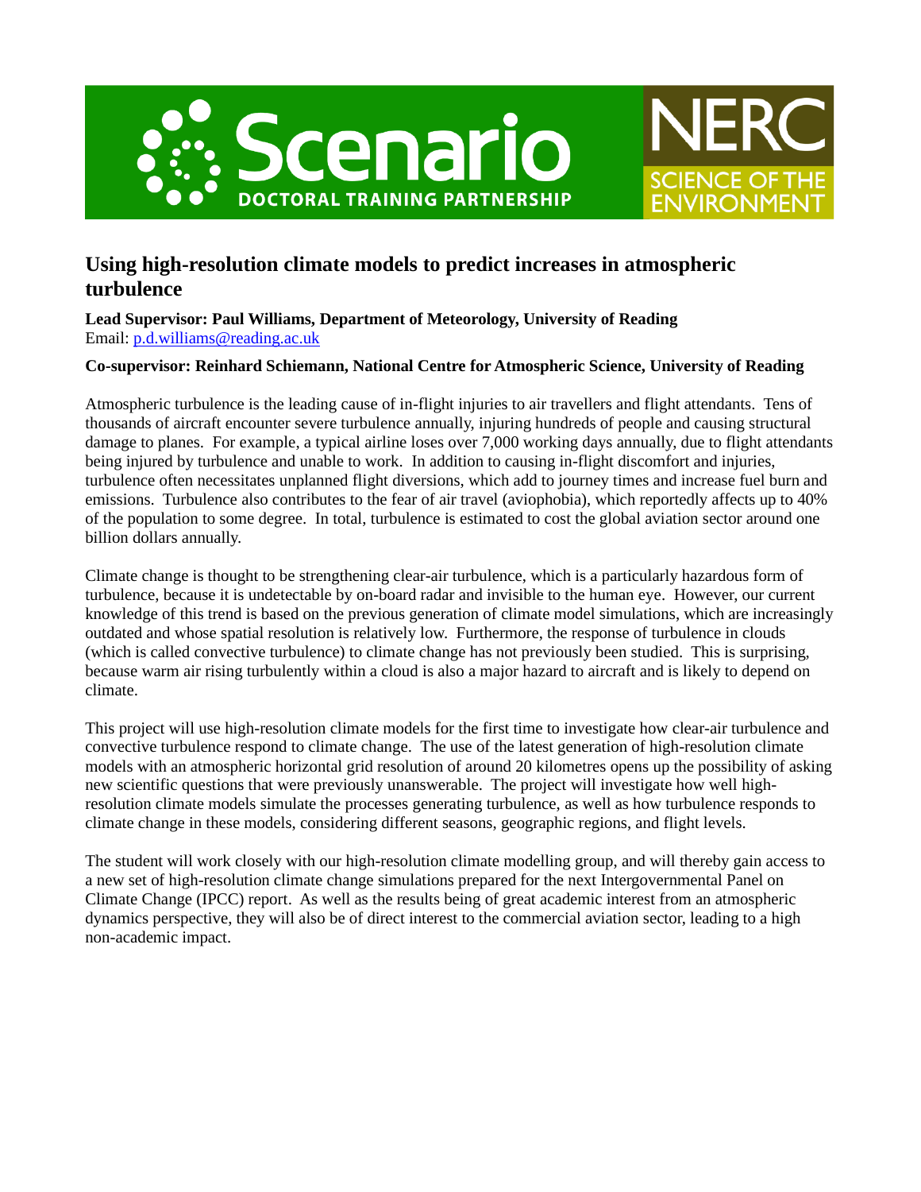Scenario DOCTORAL TRAINING PARTNERSHIP

NERC SCIENCE OF THE ENVIRONMENT

# Using high-resolution climate models to predict increases in atmospheric turbulence

**Lead Supervisor: Paul Williams, Department of Meteorology, University of Reading**
Email: p.d.williams@reading.ac.uk

**Co-supervisor: Reinhard Schiemann, National Centre for Atmospheric Science, University of Reading**

Atmospheric turbulence is the leading cause of in-flight injuries to air travellers and flight attendants. Tens of thousands of aircraft encounter severe turbulence annually, injuring hundreds of people and causing structural damage to planes. For example, a typical airline loses over 7,000 working days annually, due to flight attendants being injured by turbulence and unable to work. In addition to causing in-flight discomfort and injuries, turbulence often necessitates unplanned flight diversions, which add to journey times and increase fuel burn and emissions. Turbulence also contributes to the fear of air travel (aviophobia), which reportedly affects up to 40% of the population to some degree. In total, turbulence is estimated to cost the global aviation sector around one billion dollars annually.

Climate change is thought to be strengthening clear-air turbulence, which is a particularly hazardous form of turbulence, because it is undetectable by on-board radar and invisible to the human eye. However, our current knowledge of this trend is based on the previous generation of climate model simulations, which are increasingly outdated and whose spatial resolution is relatively low. Furthermore, the response of turbulence in clouds (which is called convective turbulence) to climate change has not previously been studied. This is surprising, because warm air rising turbulently within a cloud is also a major hazard to aircraft and is likely to depend on climate.

This project will use high-resolution climate models for the first time to investigate how clear-air turbulence and convective turbulence respond to climate change. The use of the latest generation of high-resolution climate models with an atmospheric horizontal grid resolution of around 20 kilometres opens up the possibility of asking new scientific questions that were previously unanswerable. The project will investigate how well high-resolution climate models simulate the processes generating turbulence, as well as how turbulence responds to climate change in these models, considering different seasons, geographic regions, and flight levels.

The student will work closely with our high-resolution climate modelling group, and will thereby gain access to a new set of high-resolution climate change simulations prepared for the next Intergovernmental Panel on Climate Change (IPCC) report. As well as the results being of great academic interest from an atmospheric dynamics perspective, they will also be of direct interest to the commercial aviation sector, leading to a high non-academic impact.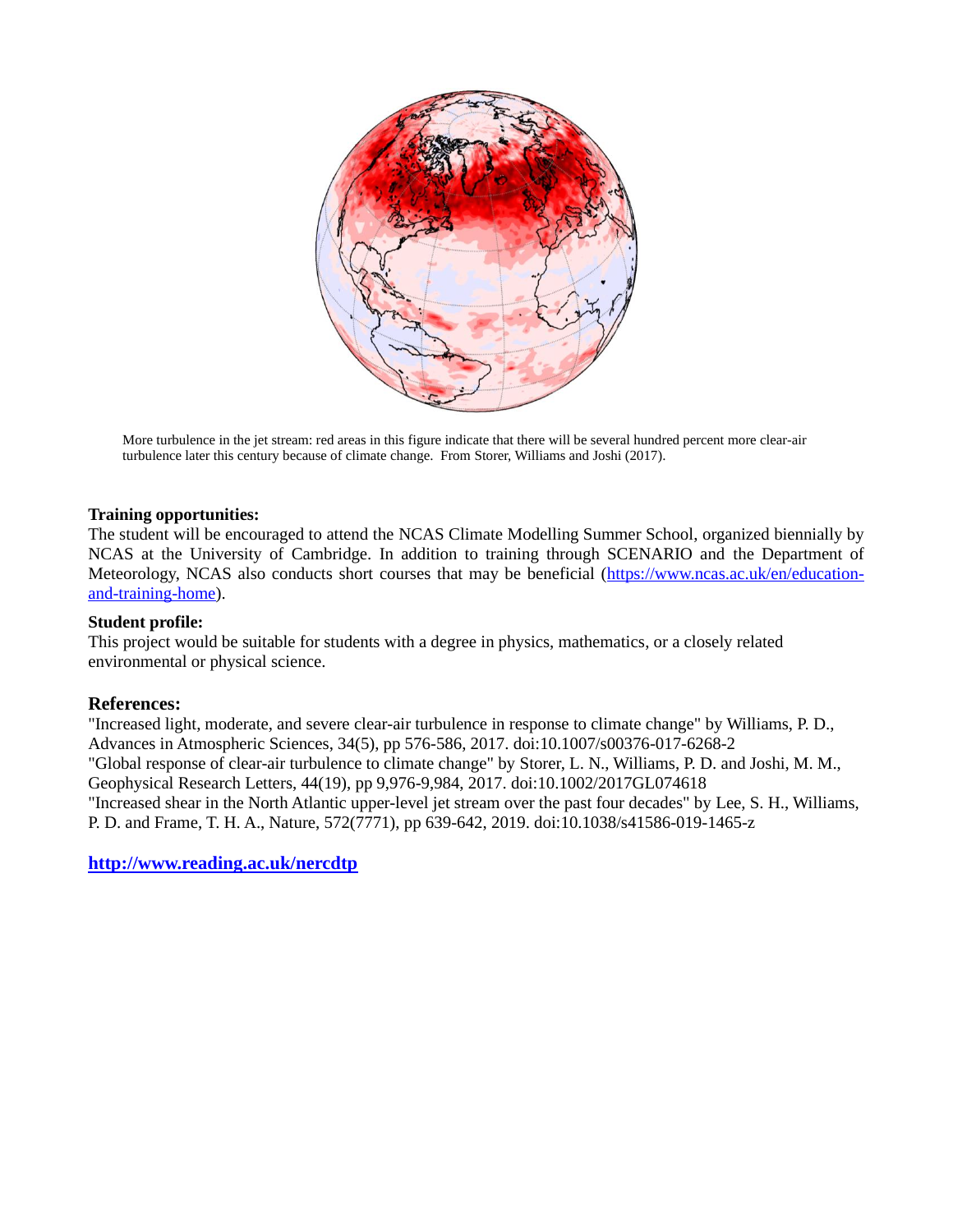More turbulence in the jet stream: red areas in this figure indicate that there will be several hundred percent more clear-air turbulence later this century because of climate change. From Storer, Williams and Joshi (2017).

**Training opportunities:**

The student will be encouraged to attend the NCAS Climate Modelling Summer School, organized biennially by NCAS at the University of Cambridge. In addition to training through SCENARIO and the Department of Meteorology, NCAS also conducts short courses that may be beneficial (https://www.ncas.ac.uk/en/education-and-training-home).

**Student profile:**

This project would be suitable for students with a degree in physics, mathematics, or a closely related environmental or physical science.

**References:**

"Increased light, moderate, and severe clear-air turbulence in response to climate change" by Williams, P. D., Advances in Atmospheric Sciences, 34(5), pp 576-586, 2017. doi:10.1007/s00376-017-6268-2
"Global response of clear-air turbulence to climate change" by Storer, L. N., Williams, P. D. and Joshi, M. M., Geophysical Research Letters, 44(19), pp 9,976-9,984, 2017. doi:10.1002/2017GL074618
"Increased shear in the North Atlantic upper-level jet stream over the past four decades" by Lee, S. H., Williams, P. D. and Frame, T. H. A., Nature, 572(7771), pp 639-642, 2019. doi:10.1038/s41586-019-1465-z

**http://www.reading.ac.uk/nercdtp**